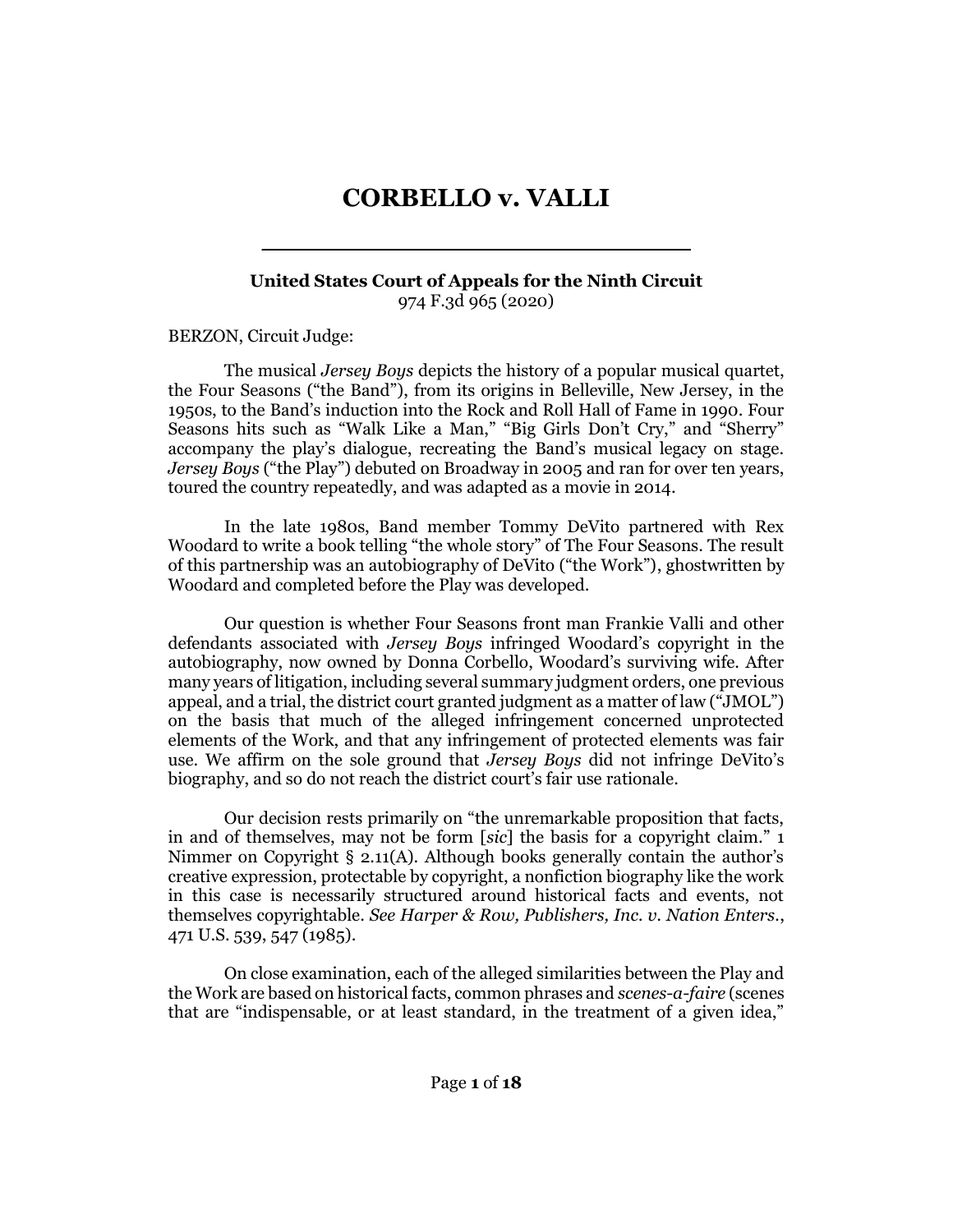# CORBELLO v. VALLI

**United States Court of Appeals for the Ninth Circuit**
974 F.3d 965 (2020)

BERZON, Circuit Judge:

The musical *Jersey Boys* depicts the history of a popular musical quartet, the Four Seasons ("the Band"), from its origins in Belleville, New Jersey, in the 1950s, to the Band's induction into the Rock and Roll Hall of Fame in 1990. Four Seasons hits such as "Walk Like a Man," "Big Girls Don't Cry," and "Sherry" accompany the play's dialogue, recreating the Band's musical legacy on stage. *Jersey Boys* ("the Play") debuted on Broadway in 2005 and ran for over ten years, toured the country repeatedly, and was adapted as a movie in 2014.

In the late 1980s, Band member Tommy DeVito partnered with Rex Woodard to write a book telling "the whole story" of The Four Seasons. The result of this partnership was an autobiography of DeVito ("the Work"), ghostwritten by Woodard and completed before the Play was developed.

Our question is whether Four Seasons front man Frankie Valli and other defendants associated with *Jersey Boys* infringed Woodard's copyright in the autobiography, now owned by Donna Corbello, Woodard's surviving wife. After many years of litigation, including several summary judgment orders, one previous appeal, and a trial, the district court granted judgment as a matter of law ("JMOL") on the basis that much of the alleged infringement concerned unprotected elements of the Work, and that any infringement of protected elements was fair use. We affirm on the sole ground that *Jersey Boys* did not infringe DeVito's biography, and so do not reach the district court's fair use rationale.

Our decision rests primarily on "the unremarkable proposition that facts, in and of themselves, may not be form [*sic*] the basis for a copyright claim." 1 Nimmer on Copyright § 2.11(A). Although books generally contain the author's creative expression, protectable by copyright, a nonfiction biography like the work in this case is necessarily structured around historical facts and events, not themselves copyrightable. *See Harper & Row, Publishers, Inc. v. Nation Enters.*, 471 U.S. 539, 547 (1985).

On close examination, each of the alleged similarities between the Play and the Work are based on historical facts, common phrases and *scenes-a-faire* (scenes that are "indispensable, or at least standard, in the treatment of a given idea,"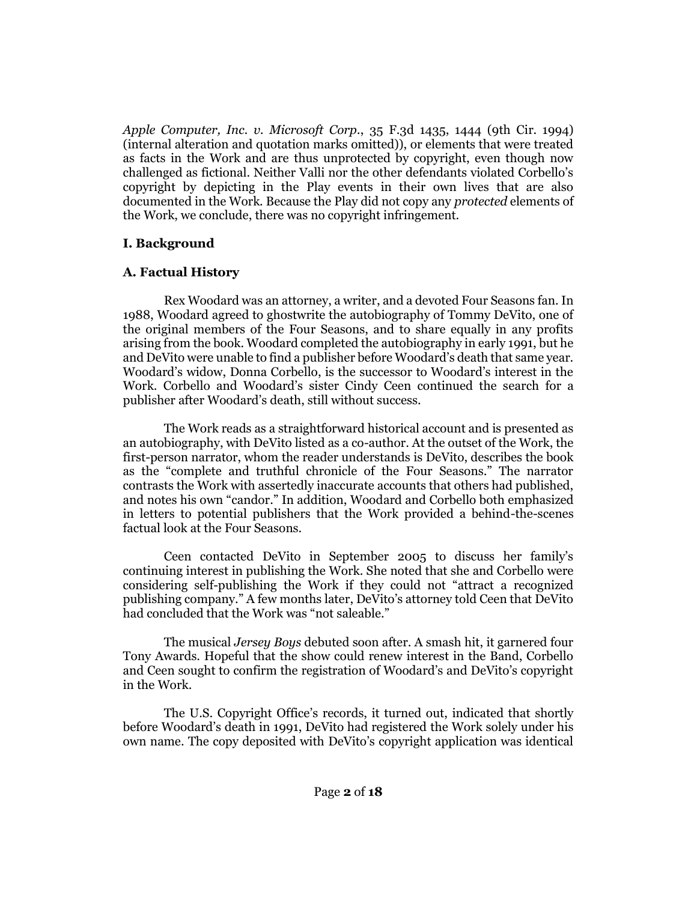*Apple Computer, Inc. v. Microsoft Corp.*, 35 F.3d 1435, 1444 (9th Cir. 1994) (internal alteration and quotation marks omitted)), or elements that were treated as facts in the Work and are thus unprotected by copyright, even though now challenged as fictional. Neither Valli nor the other defendants violated Corbello's copyright by depicting in the Play events in their own lives that are also documented in the Work. Because the Play did not copy any *protected* elements of the Work, we conclude, there was no copyright infringement.

## I. Background

### A. Factual History

Rex Woodard was an attorney, a writer, and a devoted Four Seasons fan. In 1988, Woodard agreed to ghostwrite the autobiography of Tommy DeVito, one of the original members of the Four Seasons, and to share equally in any profits arising from the book. Woodard completed the autobiography in early 1991, but he and DeVito were unable to find a publisher before Woodard's death that same year. Woodard's widow, Donna Corbello, is the successor to Woodard's interest in the Work. Corbello and Woodard's sister Cindy Ceen continued the search for a publisher after Woodard's death, still without success.

The Work reads as a straightforward historical account and is presented as an autobiography, with DeVito listed as a co-author. At the outset of the Work, the first-person narrator, whom the reader understands is DeVito, describes the book as the "complete and truthful chronicle of the Four Seasons." The narrator contrasts the Work with assertedly inaccurate accounts that others had published, and notes his own "candor." In addition, Woodard and Corbello both emphasized in letters to potential publishers that the Work provided a behind-the-scenes factual look at the Four Seasons.

Ceen contacted DeVito in September 2005 to discuss her family's continuing interest in publishing the Work. She noted that she and Corbello were considering self-publishing the Work if they could not "attract a recognized publishing company." A few months later, DeVito's attorney told Ceen that DeVito had concluded that the Work was "not saleable."

The musical *Jersey Boys* debuted soon after. A smash hit, it garnered four Tony Awards. Hopeful that the show could renew interest in the Band, Corbello and Ceen sought to confirm the registration of Woodard's and DeVito's copyright in the Work.

The U.S. Copyright Office's records, it turned out, indicated that shortly before Woodard's death in 1991, DeVito had registered the Work solely under his own name. The copy deposited with DeVito's copyright application was identical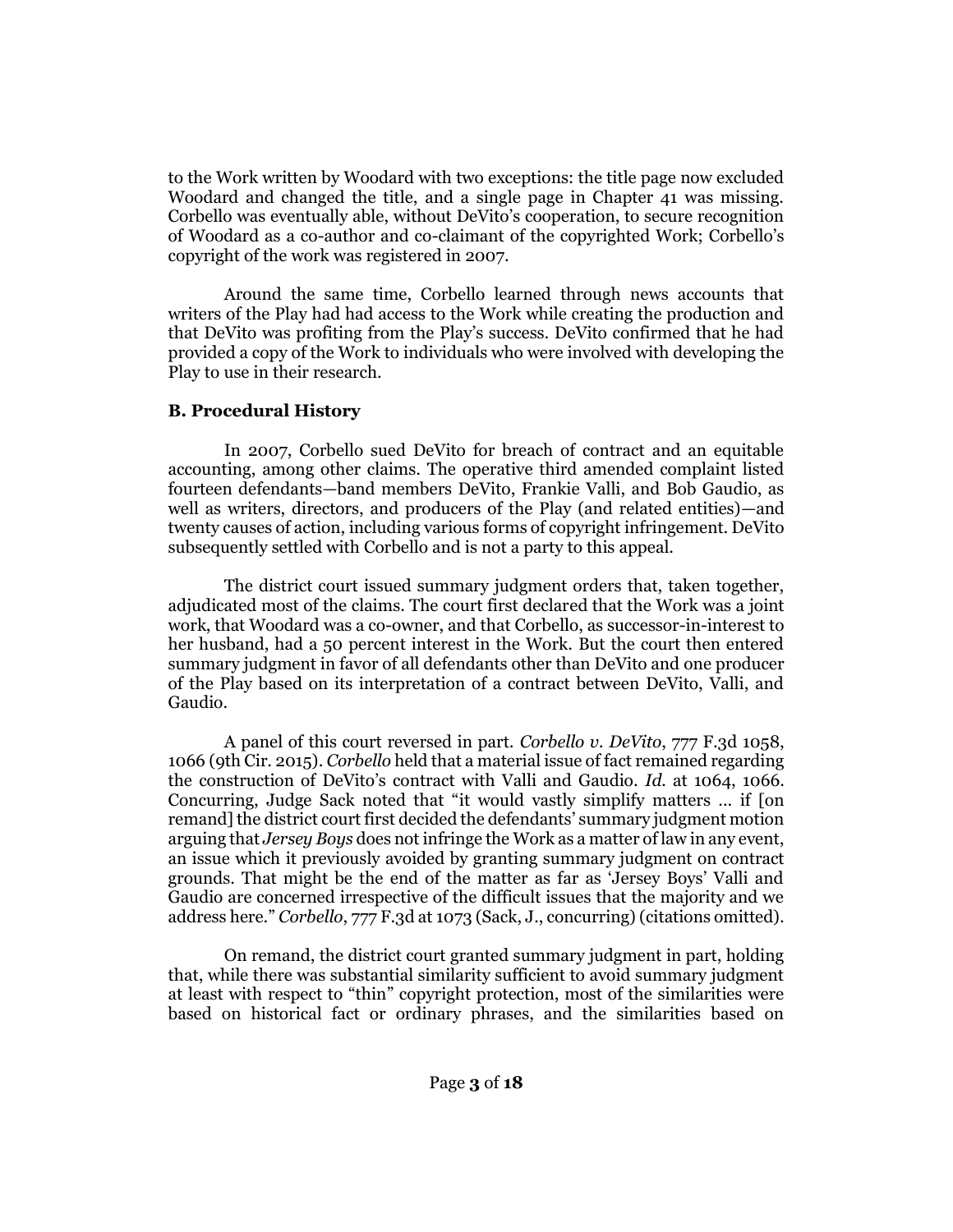to the Work written by Woodard with two exceptions: the title page now excluded Woodard and changed the title, and a single page in Chapter 41 was missing. Corbello was eventually able, without DeVito's cooperation, to secure recognition of Woodard as a co-author and co-claimant of the copyrighted Work; Corbello's copyright of the work was registered in 2007.

Around the same time, Corbello learned through news accounts that writers of the Play had had access to the Work while creating the production and that DeVito was profiting from the Play's success. DeVito confirmed that he had provided a copy of the Work to individuals who were involved with developing the Play to use in their research.

### B. Procedural History

In 2007, Corbello sued DeVito for breach of contract and an equitable accounting, among other claims. The operative third amended complaint listed fourteen defendants—band members DeVito, Frankie Valli, and Bob Gaudio, as well as writers, directors, and producers of the Play (and related entities)—and twenty causes of action, including various forms of copyright infringement. DeVito subsequently settled with Corbello and is not a party to this appeal.

The district court issued summary judgment orders that, taken together, adjudicated most of the claims. The court first declared that the Work was a joint work, that Woodard was a co-owner, and that Corbello, as successor-in-interest to her husband, had a 50 percent interest in the Work. But the court then entered summary judgment in favor of all defendants other than DeVito and one producer of the Play based on its interpretation of a contract between DeVito, Valli, and Gaudio.

A panel of this court reversed in part. *Corbello v. DeVito*, 777 F.3d 1058, 1066 (9th Cir. 2015). *Corbello* held that a material issue of fact remained regarding the construction of DeVito's contract with Valli and Gaudio. *Id.* at 1064, 1066. Concurring, Judge Sack noted that "it would vastly simplify matters … if [on remand] the district court first decided the defendants' summary judgment motion arguing that *Jersey Boys* does not infringe the Work as a matter of law in any event, an issue which it previously avoided by granting summary judgment on contract grounds. That might be the end of the matter as far as 'Jersey Boys' Valli and Gaudio are concerned irrespective of the difficult issues that the majority and we address here." *Corbello*, 777 F.3d at 1073 (Sack, J., concurring) (citations omitted).

On remand, the district court granted summary judgment in part, holding that, while there was substantial similarity sufficient to avoid summary judgment at least with respect to "thin" copyright protection, most of the similarities were based on historical fact or ordinary phrases, and the similarities based on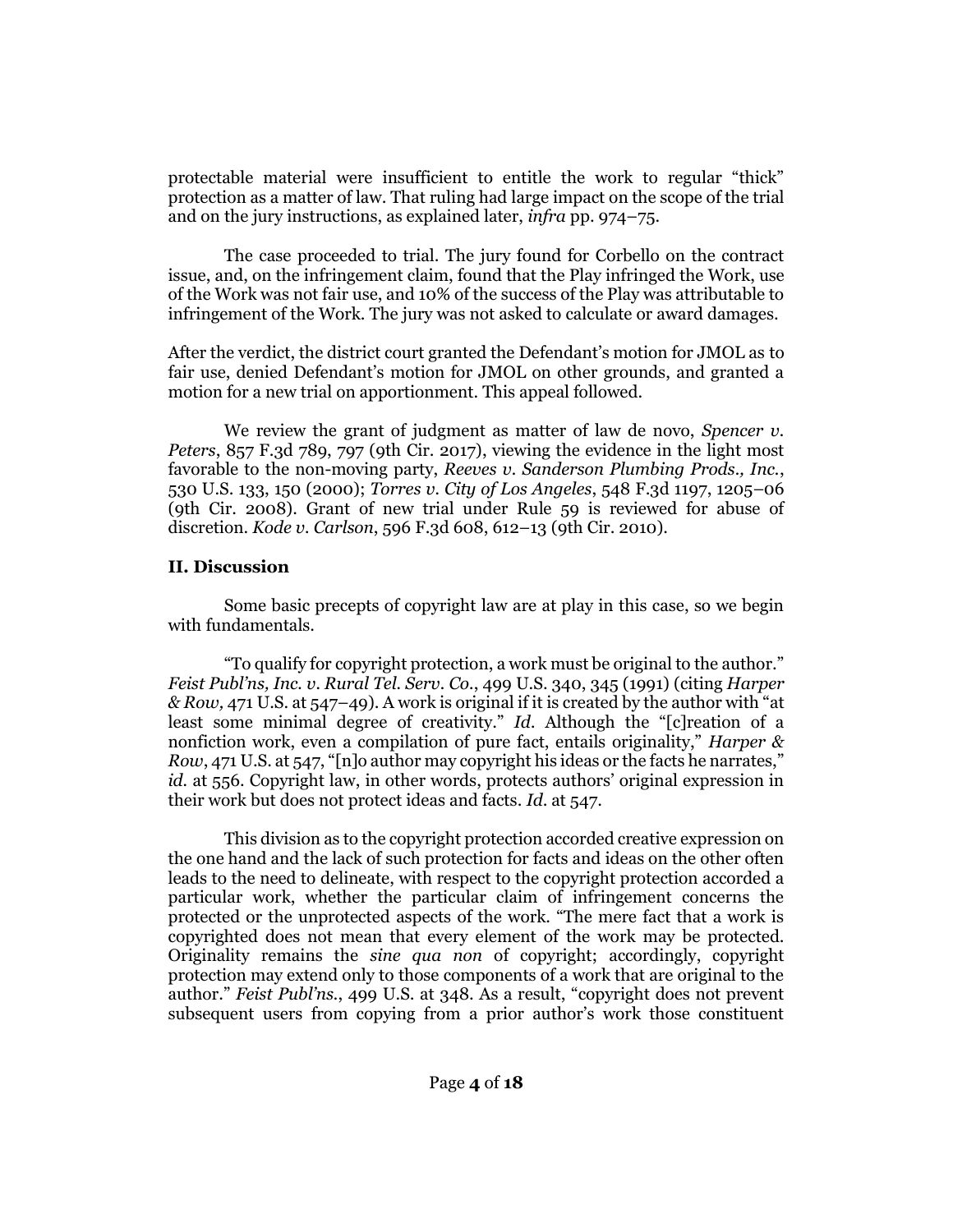protectable material were insufficient to entitle the work to regular "thick" protection as a matter of law. That ruling had large impact on the scope of the trial and on the jury instructions, as explained later, *infra* pp. 974–75.

The case proceeded to trial. The jury found for Corbello on the contract issue, and, on the infringement claim, found that the Play infringed the Work, use of the Work was not fair use, and 10% of the success of the Play was attributable to infringement of the Work. The jury was not asked to calculate or award damages.

After the verdict, the district court granted the Defendant's motion for JMOL as to fair use, denied Defendant's motion for JMOL on other grounds, and granted a motion for a new trial on apportionment. This appeal followed.

We review the grant of judgment as matter of law de novo, *Spencer v. Peters*, 857 F.3d 789, 797 (9th Cir. 2017), viewing the evidence in the light most favorable to the non-moving party, *Reeves v. Sanderson Plumbing Prods., Inc.*, 530 U.S. 133, 150 (2000); *Torres v. City of Los Angeles*, 548 F.3d 1197, 1205–06 (9th Cir. 2008). Grant of new trial under Rule 59 is reviewed for abuse of discretion. *Kode v. Carlson*, 596 F.3d 608, 612–13 (9th Cir. 2010).

## II. Discussion

Some basic precepts of copyright law are at play in this case, so we begin with fundamentals.

"To qualify for copyright protection, a work must be original to the author." *Feist Publ'ns, Inc. v. Rural Tel. Serv. Co.*, 499 U.S. 340, 345 (1991) (citing *Harper & Row,* 471 U.S. at 547–49). A work is original if it is created by the author with "at least some minimal degree of creativity." *Id.* Although the "[c]reation of a nonfiction work, even a compilation of pure fact, entails originality," *Harper & Row*, 471 U.S. at 547, "[n]o author may copyright his ideas or the facts he narrates," *id.* at 556. Copyright law, in other words, protects authors' original expression in their work but does not protect ideas and facts. *Id.* at 547.

This division as to the copyright protection accorded creative expression on the one hand and the lack of such protection for facts and ideas on the other often leads to the need to delineate, with respect to the copyright protection accorded a particular work, whether the particular claim of infringement concerns the protected or the unprotected aspects of the work. "The mere fact that a work is copyrighted does not mean that every element of the work may be protected. Originality remains the *sine qua non* of copyright; accordingly, copyright protection may extend only to those components of a work that are original to the author." *Feist Publ'ns.*, 499 U.S. at 348. As a result, "copyright does not prevent subsequent users from copying from a prior author's work those constituent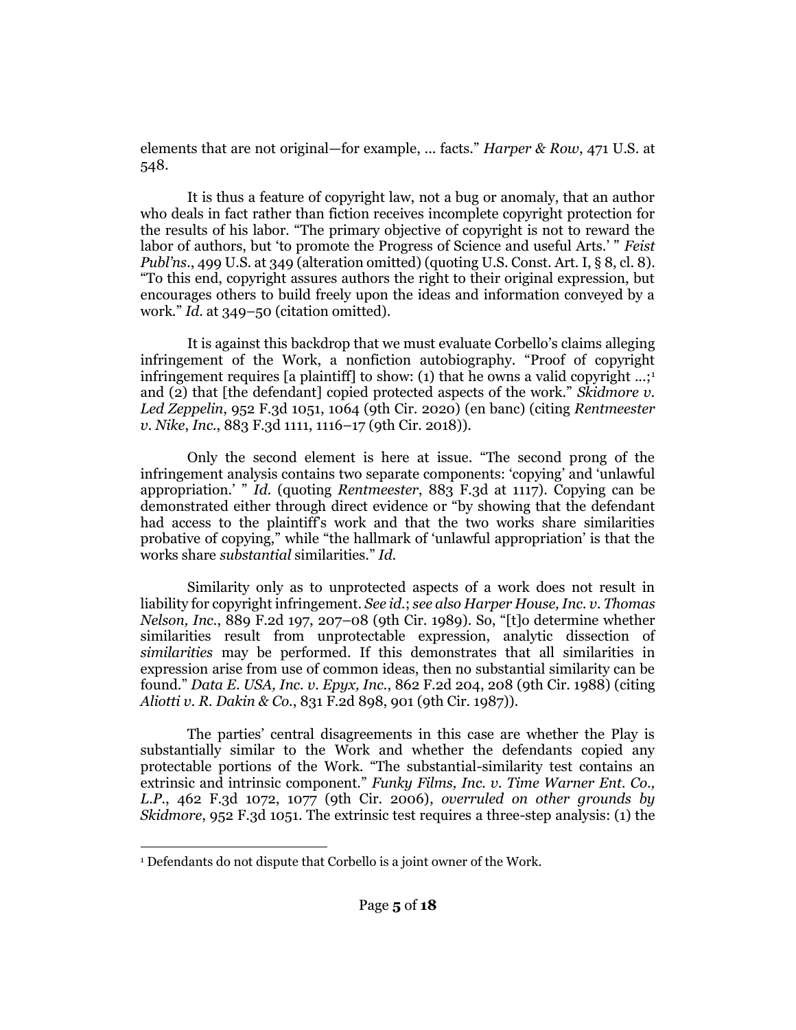elements that are not original—for example, … facts." *Harper & Row*, 471 U.S. at 548.

It is thus a feature of copyright law, not a bug or anomaly, that an author who deals in fact rather than fiction receives incomplete copyright protection for the results of his labor. "The primary objective of copyright is not to reward the labor of authors, but 'to promote the Progress of Science and useful Arts.' " *Feist Publ'ns.*, 499 U.S. at 349 (alteration omitted) (quoting U.S. Const. Art. I, § 8, cl. 8). "To this end, copyright assures authors the right to their original expression, but encourages others to build freely upon the ideas and information conveyed by a work." *Id.* at 349–50 (citation omitted).

It is against this backdrop that we must evaluate Corbello's claims alleging infringement of the Work, a nonfiction autobiography. "Proof of copyright infringement requires [a plaintiff] to show: (1) that he owns a valid copyright …;[1] and (2) that [the defendant] copied protected aspects of the work." *Skidmore v. Led Zeppelin*, 952 F.3d 1051, 1064 (9th Cir. 2020) (en banc) (citing *Rentmeester v. Nike, Inc.*, 883 F.3d 1111, 1116–17 (9th Cir. 2018)).

Only the second element is here at issue. "The second prong of the infringement analysis contains two separate components: 'copying' and 'unlawful appropriation.' " *Id.* (quoting *Rentmeester*, 883 F.3d at 1117). Copying can be demonstrated either through direct evidence or "by showing that the defendant had access to the plaintiff's work and that the two works share similarities probative of copying," while "the hallmark of 'unlawful appropriation' is that the works share *substantial* similarities." *Id.*

Similarity only as to unprotected aspects of a work does not result in liability for copyright infringement. *See id.*; *see also Harper House, Inc. v. Thomas Nelson, Inc.*, 889 F.2d 197, 207–08 (9th Cir. 1989). So, "[t]o determine whether similarities result from unprotectable expression, analytic dissection of *similarities* may be performed. If this demonstrates that all similarities in expression arise from use of common ideas, then no substantial similarity can be found." *Data E. USA, Inc. v. Epyx, Inc.*, 862 F.2d 204, 208 (9th Cir. 1988) (citing *Aliotti v. R. Dakin & Co.*, 831 F.2d 898, 901 (9th Cir. 1987)).

The parties' central disagreements in this case are whether the Play is substantially similar to the Work and whether the defendants copied any protectable portions of the Work. "The substantial-similarity test contains an extrinsic and intrinsic component." *Funky Films, Inc. v. Time Warner Ent. Co., L.P.*, 462 F.3d 1072, 1077 (9th Cir. 2006), *overruled on other grounds by Skidmore*, 952 F.3d 1051. The extrinsic test requires a three-step analysis: (1) the

[1] Defendants do not dispute that Corbello is a joint owner of the Work.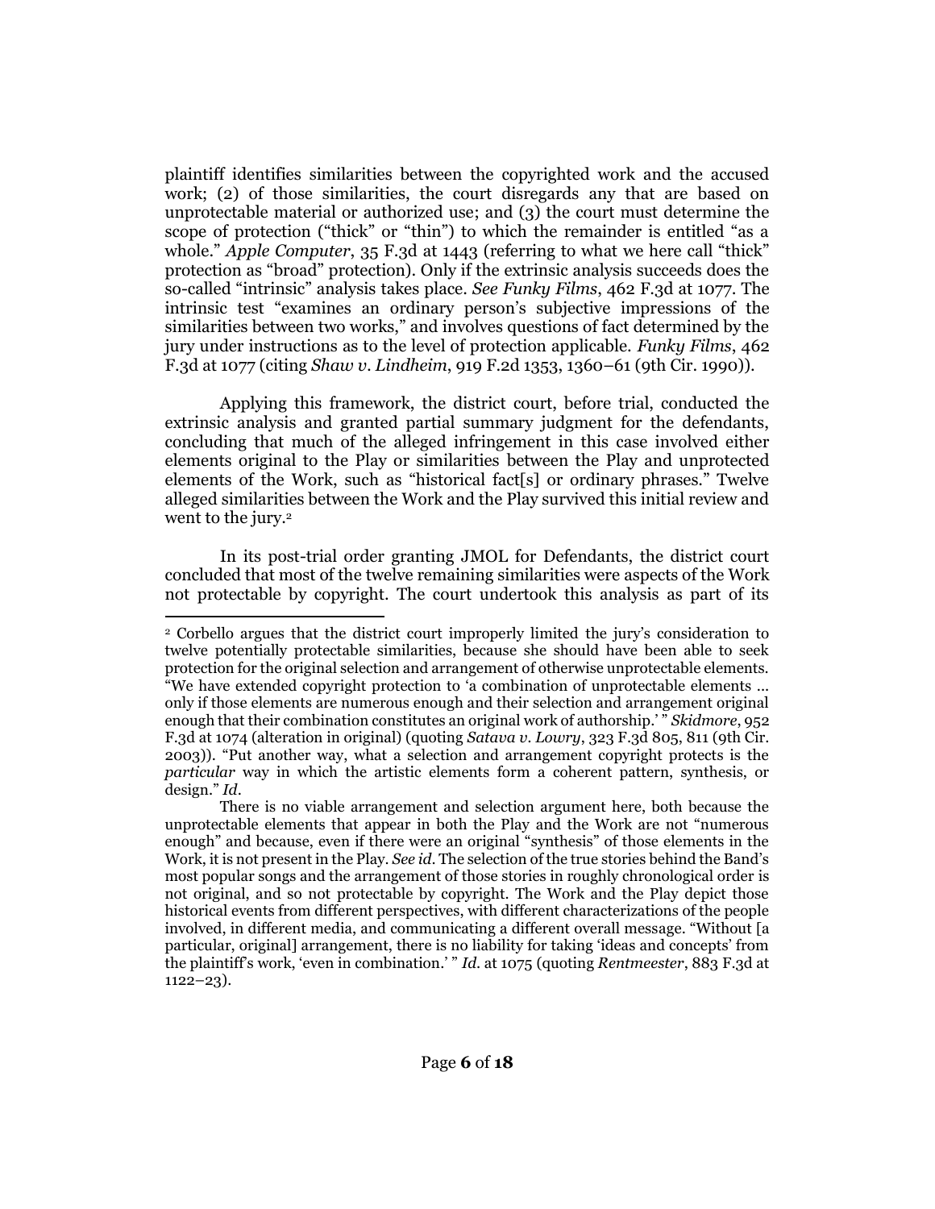plaintiff identifies similarities between the copyrighted work and the accused work; (2) of those similarities, the court disregards any that are based on unprotectable material or authorized use; and (3) the court must determine the scope of protection ("thick" or "thin") to which the remainder is entitled "as a whole." *Apple Computer*, 35 F.3d at 1443 (referring to what we here call "thick" protection as "broad" protection). Only if the extrinsic analysis succeeds does the so-called "intrinsic" analysis takes place. *See Funky Films*, 462 F.3d at 1077. The intrinsic test "examines an ordinary person's subjective impressions of the similarities between two works," and involves questions of fact determined by the jury under instructions as to the level of protection applicable. *Funky Films*, 462 F.3d at 1077 (citing *Shaw v. Lindheim*, 919 F.2d 1353, 1360–61 (9th Cir. 1990)).

Applying this framework, the district court, before trial, conducted the extrinsic analysis and granted partial summary judgment for the defendants, concluding that much of the alleged infringement in this case involved either elements original to the Play or similarities between the Play and unprotected elements of the Work, such as "historical fact[s] or ordinary phrases." Twelve alleged similarities between the Work and the Play survived this initial review and went to the jury.[2]

In its post-trial order granting JMOL for Defendants, the district court concluded that most of the twelve remaining similarities were aspects of the Work not protectable by copyright. The court undertook this analysis as part of its

---

[2] Corbello argues that the district court improperly limited the jury's consideration to twelve potentially protectable similarities, because she should have been able to seek protection for the original selection and arrangement of otherwise unprotectable elements. "We have extended copyright protection to 'a combination of unprotectable elements ... only if those elements are numerous enough and their selection and arrangement original enough that their combination constitutes an original work of authorship.' " *Skidmore*, 952 F.3d at 1074 (alteration in original) (quoting *Satava v. Lowry*, 323 F.3d 805, 811 (9th Cir. 2003)). "Put another way, what a selection and arrangement copyright protects is the *particular* way in which the artistic elements form a coherent pattern, synthesis, or design." *Id*.

There is no viable arrangement and selection argument here, both because the unprotectable elements that appear in both the Play and the Work are not "numerous enough" and because, even if there were an original "synthesis" of those elements in the Work, it is not present in the Play. *See id*. The selection of the true stories behind the Band's most popular songs and the arrangement of those stories in roughly chronological order is not original, and so not protectable by copyright. The Work and the Play depict those historical events from different perspectives, with different characterizations of the people involved, in different media, and communicating a different overall message. "Without [a particular, original] arrangement, there is no liability for taking 'ideas and concepts' from the plaintiff's work, 'even in combination.' " *Id.* at 1075 (quoting *Rentmeester*, 883 F.3d at 1122–23).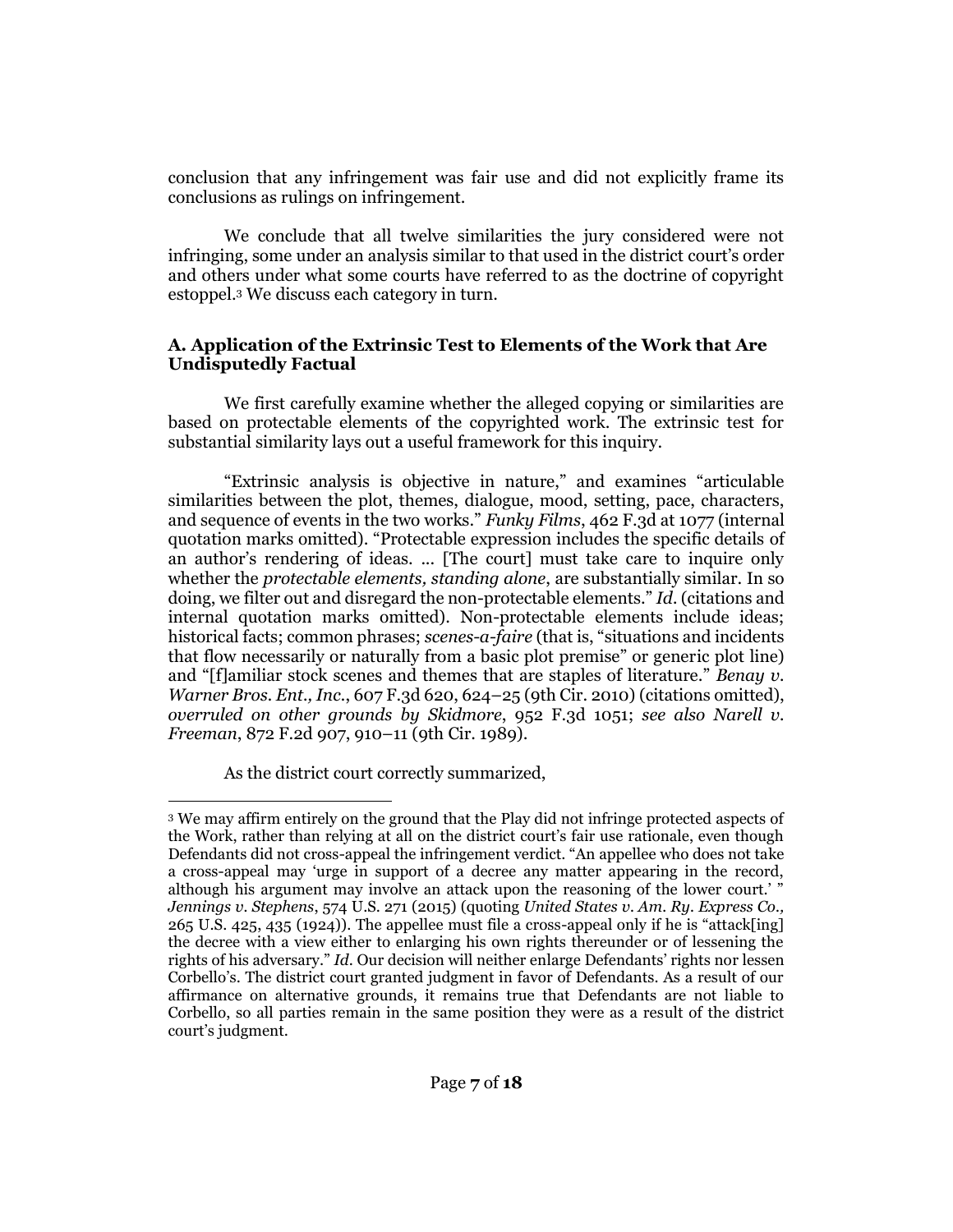conclusion that any infringement was fair use and did not explicitly frame its conclusions as rulings on infringement.

We conclude that all twelve similarities the jury considered were not infringing, some under an analysis similar to that used in the district court's order and others under what some courts have referred to as the doctrine of copyright estoppel.[3] We discuss each category in turn.

### A. Application of the Extrinsic Test to Elements of the Work that Are Undisputedly Factual

We first carefully examine whether the alleged copying or similarities are based on protectable elements of the copyrighted work. The extrinsic test for substantial similarity lays out a useful framework for this inquiry.

"Extrinsic analysis is objective in nature," and examines "articulable similarities between the plot, themes, dialogue, mood, setting, pace, characters, and sequence of events in the two works." *Funky Films*, 462 F.3d at 1077 (internal quotation marks omitted). "Protectable expression includes the specific details of an author's rendering of ideas. ... [The court] must take care to inquire only whether the *protectable elements, standing alone*, are substantially similar. In so doing, we filter out and disregard the non-protectable elements." *Id.* (citations and internal quotation marks omitted). Non-protectable elements include ideas; historical facts; common phrases; *scenes-a-faire* (that is, "situations and incidents that flow necessarily or naturally from a basic plot premise" or generic plot line) and "[f]amiliar stock scenes and themes that are staples of literature." *Benay v. Warner Bros. Ent., Inc.*, 607 F.3d 620, 624–25 (9th Cir. 2010) (citations omitted), *overruled on other grounds by Skidmore*, 952 F.3d 1051; *see also Narell v. Freeman*, 872 F.2d 907, 910–11 (9th Cir. 1989).

As the district court correctly summarized,

---

[3] We may affirm entirely on the ground that the Play did not infringe protected aspects of the Work, rather than relying at all on the district court's fair use rationale, even though Defendants did not cross-appeal the infringement verdict. "An appellee who does not take a cross-appeal may 'urge in support of a decree any matter appearing in the record, although his argument may involve an attack upon the reasoning of the lower court.' " *Jennings v. Stephens*, 574 U.S. 271 (2015) (quoting *United States v. Am. Ry. Express Co.*, 265 U.S. 425, 435 (1924)). The appellee must file a cross-appeal only if he is "attack[ing] the decree with a view either to enlarging his own rights thereunder or of lessening the rights of his adversary." *Id.* Our decision will neither enlarge Defendants' rights nor lessen Corbello's. The district court granted judgment in favor of Defendants. As a result of our affirmance on alternative grounds, it remains true that Defendants are not liable to Corbello, so all parties remain in the same position they were as a result of the district court's judgment.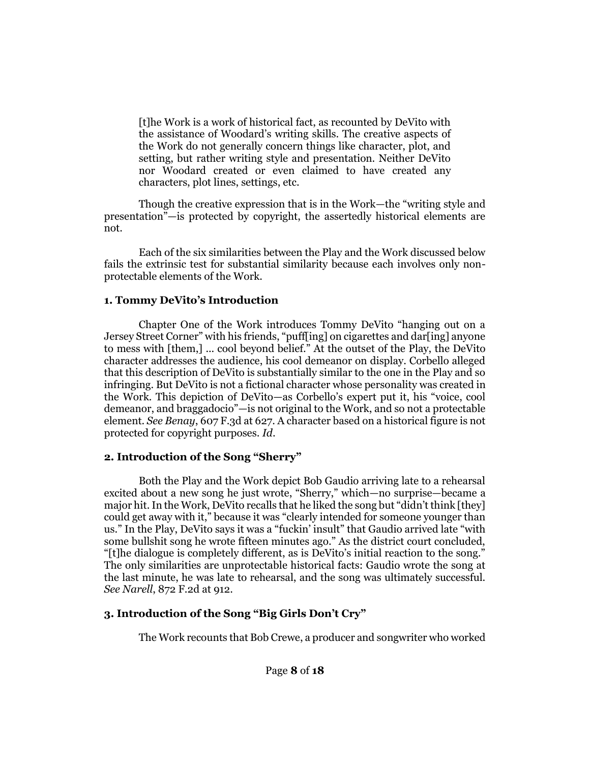> [t]he Work is a work of historical fact, as recounted by DeVito with the assistance of Woodard's writing skills. The creative aspects of the Work do not generally concern things like character, plot, and setting, but rather writing style and presentation. Neither DeVito nor Woodard created or even claimed to have created any characters, plot lines, settings, etc.

Though the creative expression that is in the Work—the "writing style and presentation"—is protected by copyright, the assertedly historical elements are not.

Each of the six similarities between the Play and the Work discussed below fails the extrinsic test for substantial similarity because each involves only non-protectable elements of the Work.

### 1. Tommy DeVito's Introduction

Chapter One of the Work introduces Tommy DeVito "hanging out on a Jersey Street Corner" with his friends, "puff[ing] on cigarettes and dar[ing] anyone to mess with [them,] ... cool beyond belief." At the outset of the Play, the DeVito character addresses the audience, his cool demeanor on display. Corbello alleged that this description of DeVito is substantially similar to the one in the Play and so infringing. But DeVito is not a fictional character whose personality was created in the Work. This depiction of DeVito—as Corbello's expert put it, his "voice, cool demeanor, and braggadocio"—is not original to the Work, and so not a protectable element. *See Benay*, 607 F.3d at 627. A character based on a historical figure is not protected for copyright purposes. *Id*.

### 2. Introduction of the Song "Sherry"

Both the Play and the Work depict Bob Gaudio arriving late to a rehearsal excited about a new song he just wrote, "Sherry," which—no surprise—became a major hit. In the Work, DeVito recalls that he liked the song but "didn't think [they] could get away with it," because it was "clearly intended for someone younger than us." In the Play, DeVito says it was a "fuckin' insult" that Gaudio arrived late "with some bullshit song he wrote fifteen minutes ago." As the district court concluded, "[t]he dialogue is completely different, as is DeVito's initial reaction to the song." The only similarities are unprotectable historical facts: Gaudio wrote the song at the last minute, he was late to rehearsal, and the song was ultimately successful. *See Narell*, 872 F.2d at 912.

### 3. Introduction of the Song "Big Girls Don't Cry"

The Work recounts that Bob Crewe, a producer and songwriter who worked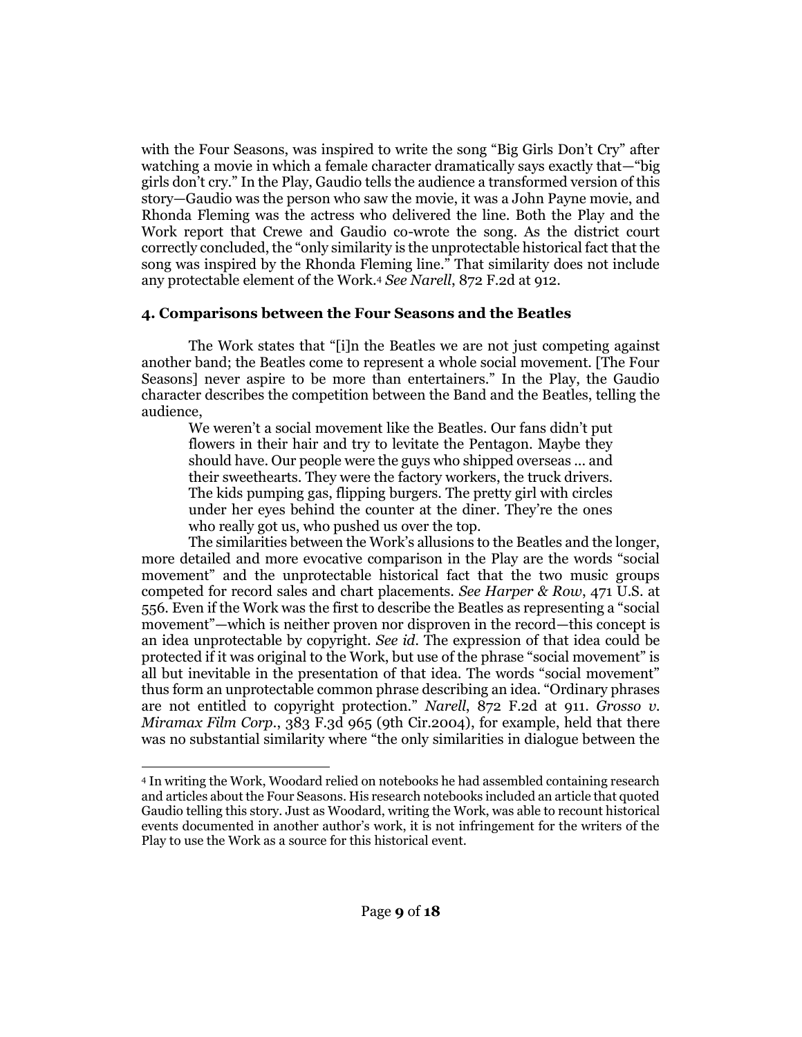with the Four Seasons, was inspired to write the song "Big Girls Don't Cry" after watching a movie in which a female character dramatically says exactly that—"big girls don't cry." In the Play, Gaudio tells the audience a transformed version of this story—Gaudio was the person who saw the movie, it was a John Payne movie, and Rhonda Fleming was the actress who delivered the line. Both the Play and the Work report that Crewe and Gaudio co-wrote the song. As the district court correctly concluded, the "only similarity is the unprotectable historical fact that the song was inspired by the Rhonda Fleming line." That similarity does not include any protectable element of the Work.[4] *See Narell*, 872 F.2d at 912.

### 4. Comparisons between the Four Seasons and the Beatles

The Work states that "[i]n the Beatles we are not just competing against another band; the Beatles come to represent a whole social movement. [The Four Seasons] never aspire to be more than entertainers." In the Play, the Gaudio character describes the competition between the Band and the Beatles, telling the audience,

> We weren't a social movement like the Beatles. Our fans didn't put flowers in their hair and try to levitate the Pentagon. Maybe they should have. Our people were the guys who shipped overseas ... and their sweethearts. They were the factory workers, the truck drivers. The kids pumping gas, flipping burgers. The pretty girl with circles under her eyes behind the counter at the diner. They're the ones who really got us, who pushed us over the top.

The similarities between the Work's allusions to the Beatles and the longer, more detailed and more evocative comparison in the Play are the words "social movement" and the unprotectable historical fact that the two music groups competed for record sales and chart placements. *See Harper & Row*, 471 U.S. at 556. Even if the Work was the first to describe the Beatles as representing a "social movement"—which is neither proven nor disproven in the record—this concept is an idea unprotectable by copyright. *See id.* The expression of that idea could be protected if it was original to the Work, but use of the phrase "social movement" is all but inevitable in the presentation of that idea. The words "social movement" thus form an unprotectable common phrase describing an idea. "Ordinary phrases are not entitled to copyright protection." *Narell*, 872 F.2d at 911. *Grosso v. Miramax Film Corp.*, 383 F.3d 965 (9th Cir.2004), for example, held that there was no substantial similarity where "the only similarities in dialogue between the

---

[4] In writing the Work, Woodard relied on notebooks he had assembled containing research and articles about the Four Seasons. His research notebooks included an article that quoted Gaudio telling this story. Just as Woodard, writing the Work, was able to recount historical events documented in another author's work, it is not infringement for the writers of the Play to use the Work as a source for this historical event.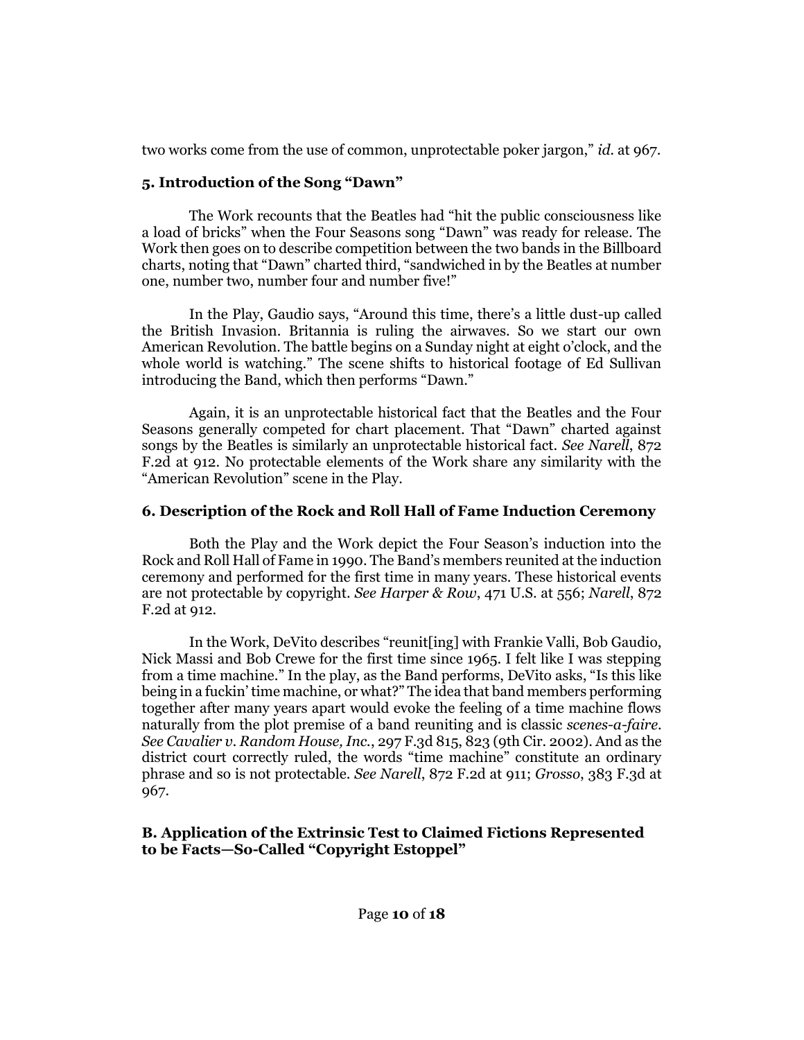two works come from the use of common, unprotectable poker jargon," *id.* at 967.

### 5. Introduction of the Song "Dawn"

The Work recounts that the Beatles had "hit the public consciousness like a load of bricks" when the Four Seasons song "Dawn" was ready for release. The Work then goes on to describe competition between the two bands in the Billboard charts, noting that "Dawn" charted third, "sandwiched in by the Beatles at number one, number two, number four and number five!"

In the Play, Gaudio says, "Around this time, there's a little dust-up called the British Invasion. Britannia is ruling the airwaves. So we start our own American Revolution. The battle begins on a Sunday night at eight o'clock, and the whole world is watching." The scene shifts to historical footage of Ed Sullivan introducing the Band, which then performs "Dawn."

Again, it is an unprotectable historical fact that the Beatles and the Four Seasons generally competed for chart placement. That "Dawn" charted against songs by the Beatles is similarly an unprotectable historical fact. *See Narell*, 872 F.2d at 912. No protectable elements of the Work share any similarity with the "American Revolution" scene in the Play.

### 6. Description of the Rock and Roll Hall of Fame Induction Ceremony

Both the Play and the Work depict the Four Season's induction into the Rock and Roll Hall of Fame in 1990. The Band's members reunited at the induction ceremony and performed for the first time in many years. These historical events are not protectable by copyright. *See Harper & Row*, 471 U.S. at 556; *Narell*, 872 F.2d at 912.

In the Work, DeVito describes "reunit[ing] with Frankie Valli, Bob Gaudio, Nick Massi and Bob Crewe for the first time since 1965. I felt like I was stepping from a time machine." In the play, as the Band performs, DeVito asks, "Is this like being in a fuckin' time machine, or what?" The idea that band members performing together after many years apart would evoke the feeling of a time machine flows naturally from the plot premise of a band reuniting and is classic *scenes-a-faire*. *See Cavalier v. Random House, Inc.*, 297 F.3d 815, 823 (9th Cir. 2002). And as the district court correctly ruled, the words "time machine" constitute an ordinary phrase and so is not protectable. *See Narell*, 872 F.2d at 911; *Grosso*, 383 F.3d at 967.

## B. Application of the Extrinsic Test to Claimed Fictions Represented to be Facts—So-Called "Copyright Estoppel"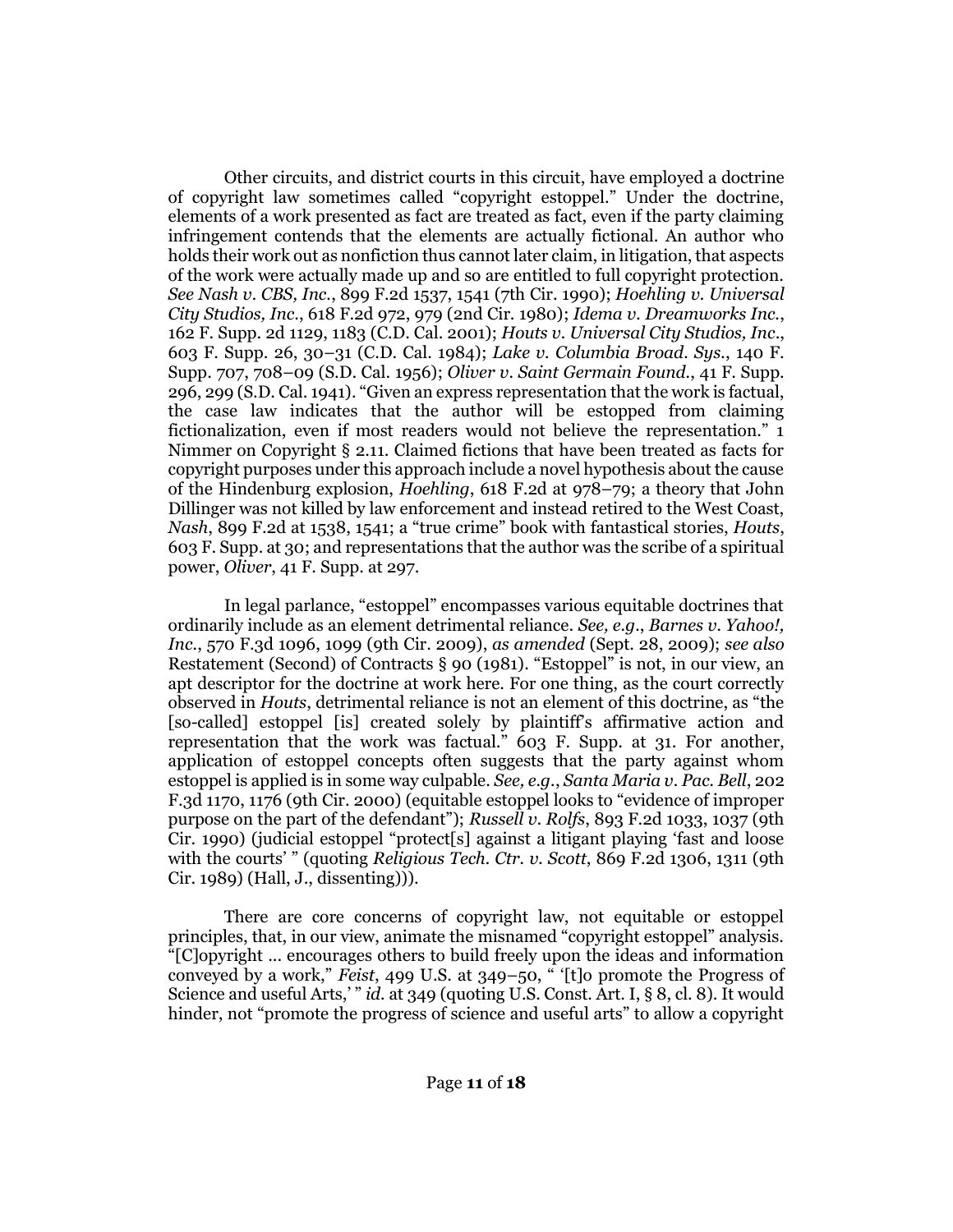Other circuits, and district courts in this circuit, have employed a doctrine of copyright law sometimes called "copyright estoppel." Under the doctrine, elements of a work presented as fact are treated as fact, even if the party claiming infringement contends that the elements are actually fictional. An author who holds their work out as nonfiction thus cannot later claim, in litigation, that aspects of the work were actually made up and so are entitled to full copyright protection. *See Nash v. CBS, Inc.*, 899 F.2d 1537, 1541 (7th Cir. 1990); *Hoehling v. Universal City Studios, Inc.*, 618 F.2d 972, 979 (2nd Cir. 1980); *Idema v. Dreamworks Inc.*, 162 F. Supp. 2d 1129, 1183 (C.D. Cal. 2001); *Houts v. Universal City Studios, Inc.*, 603 F. Supp. 26, 30–31 (C.D. Cal. 1984); *Lake v. Columbia Broad. Sys.*, 140 F. Supp. 707, 708–09 (S.D. Cal. 1956); *Oliver v. Saint Germain Found.*, 41 F. Supp. 296, 299 (S.D. Cal. 1941). "Given an express representation that the work is factual, the case law indicates that the author will be estopped from claiming fictionalization, even if most readers would not believe the representation." 1 Nimmer on Copyright § 2.11. Claimed fictions that have been treated as facts for copyright purposes under this approach include a novel hypothesis about the cause of the Hindenburg explosion, *Hoehling*, 618 F.2d at 978–79; a theory that John Dillinger was not killed by law enforcement and instead retired to the West Coast, *Nash*, 899 F.2d at 1538, 1541; a "true crime" book with fantastical stories, *Houts*, 603 F. Supp. at 30; and representations that the author was the scribe of a spiritual power, *Oliver*, 41 F. Supp. at 297.

In legal parlance, "estoppel" encompasses various equitable doctrines that ordinarily include as an element detrimental reliance. *See, e.g.*, *Barnes v. Yahoo!, Inc.*, 570 F.3d 1096, 1099 (9th Cir. 2009), *as amended* (Sept. 28, 2009); *see also* Restatement (Second) of Contracts § 90 (1981). "Estoppel" is not, in our view, an apt descriptor for the doctrine at work here. For one thing, as the court correctly observed in *Houts*, detrimental reliance is not an element of this doctrine, as "the [so-called] estoppel [is] created solely by plaintiff's affirmative action and representation that the work was factual." 603 F. Supp. at 31. For another, application of estoppel concepts often suggests that the party against whom estoppel is applied is in some way culpable. *See, e.g.*, *Santa Maria v. Pac. Bell*, 202 F.3d 1170, 1176 (9th Cir. 2000) (equitable estoppel looks to "evidence of improper purpose on the part of the defendant"); *Russell v. Rolfs*, 893 F.2d 1033, 1037 (9th Cir. 1990) (judicial estoppel "protect[s] against a litigant playing 'fast and loose with the courts' " (quoting *Religious Tech. Ctr. v. Scott*, 869 F.2d 1306, 1311 (9th Cir. 1989) (Hall, J., dissenting))).

There are core concerns of copyright law, not equitable or estoppel principles, that, in our view, animate the misnamed "copyright estoppel" analysis. "[C]opyright ... encourages others to build freely upon the ideas and information conveyed by a work," *Feist*, 499 U.S. at 349–50, " '[t]o promote the Progress of Science and useful Arts,' " *id.* at 349 (quoting U.S. Const. Art. I, § 8, cl. 8). It would hinder, not "promote the progress of science and useful arts" to allow a copyright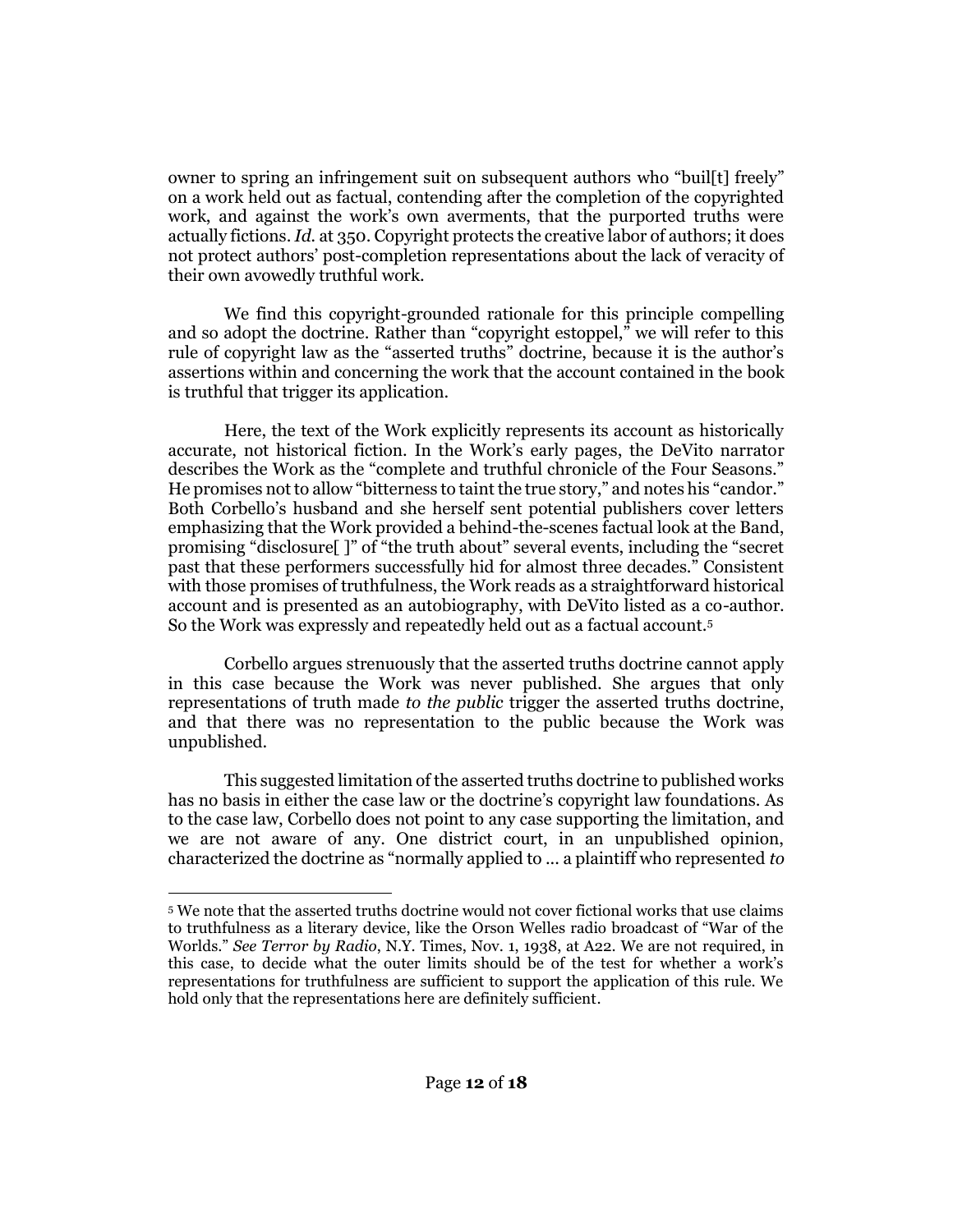owner to spring an infringement suit on subsequent authors who "buil[t] freely" on a work held out as factual, contending after the completion of the copyrighted work, and against the work's own averments, that the purported truths were actually fictions. *Id.* at 350. Copyright protects the creative labor of authors; it does not protect authors' post-completion representations about the lack of veracity of their own avowedly truthful work.

We find this copyright-grounded rationale for this principle compelling and so adopt the doctrine. Rather than "copyright estoppel," we will refer to this rule of copyright law as the "asserted truths" doctrine, because it is the author's assertions within and concerning the work that the account contained in the book is truthful that trigger its application.

Here, the text of the Work explicitly represents its account as historically accurate, not historical fiction. In the Work's early pages, the DeVito narrator describes the Work as the "complete and truthful chronicle of the Four Seasons." He promises not to allow "bitterness to taint the true story," and notes his "candor." Both Corbello's husband and she herself sent potential publishers cover letters emphasizing that the Work provided a behind-the-scenes factual look at the Band, promising "disclosure[ ]" of "the truth about" several events, including the "secret past that these performers successfully hid for almost three decades." Consistent with those promises of truthfulness, the Work reads as a straightforward historical account and is presented as an autobiography, with DeVito listed as a co-author. So the Work was expressly and repeatedly held out as a factual account.[5]

Corbello argues strenuously that the asserted truths doctrine cannot apply in this case because the Work was never published. She argues that only representations of truth made *to the public* trigger the asserted truths doctrine, and that there was no representation to the public because the Work was unpublished.

This suggested limitation of the asserted truths doctrine to published works has no basis in either the case law or the doctrine's copyright law foundations. As to the case law, Corbello does not point to any case supporting the limitation, and we are not aware of any. One district court, in an unpublished opinion, characterized the doctrine as "normally applied to ... a plaintiff who represented *to*

---

[5] We note that the asserted truths doctrine would not cover fictional works that use claims to truthfulness as a literary device, like the Orson Welles radio broadcast of "War of the Worlds." *See Terror by Radio*, N.Y. Times, Nov. 1, 1938, at A22. We are not required, in this case, to decide what the outer limits should be of the test for whether a work's representations for truthfulness are sufficient to support the application of this rule. We hold only that the representations here are definitely sufficient.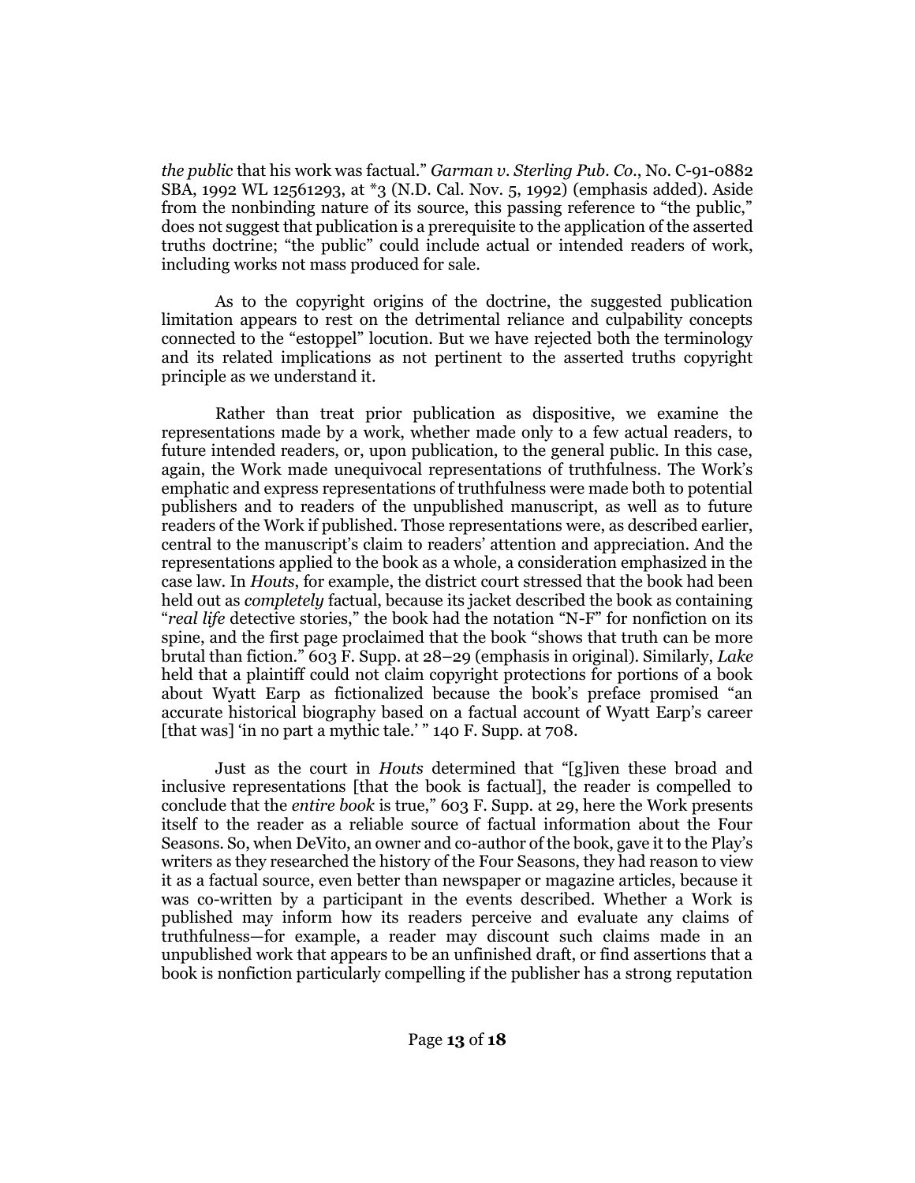*the public* that his work was factual." *Garman v. Sterling Pub. Co.*, No. C-91-0882 SBA, 1992 WL 12561293, at *3 (N.D. Cal. Nov. 5, 1992) (emphasis added). Aside from the nonbinding nature of its source, this passing reference to "the public," does not suggest that publication is a prerequisite to the application of the asserted truths doctrine; "the public" could include actual or intended readers of work, including works not mass produced for sale.

As to the copyright origins of the doctrine, the suggested publication limitation appears to rest on the detrimental reliance and culpability concepts connected to the "estoppel" locution. But we have rejected both the terminology and its related implications as not pertinent to the asserted truths copyright principle as we understand it.

Rather than treat prior publication as dispositive, we examine the representations made by a work, whether made only to a few actual readers, to future intended readers, or, upon publication, to the general public. In this case, again, the Work made unequivocal representations of truthfulness. The Work's emphatic and express representations of truthfulness were made both to potential publishers and to readers of the unpublished manuscript, as well as to future readers of the Work if published. Those representations were, as described earlier, central to the manuscript's claim to readers' attention and appreciation. And the representations applied to the book as a whole, a consideration emphasized in the case law. In *Houts*, for example, the district court stressed that the book had been held out as *completely* factual, because its jacket described the book as containing "*real life* detective stories," the book had the notation "N-F" for nonfiction on its spine, and the first page proclaimed that the book "shows that truth can be more brutal than fiction." 603 F. Supp. at 28–29 (emphasis in original). Similarly, *Lake* held that a plaintiff could not claim copyright protections for portions of a book about Wyatt Earp as fictionalized because the book's preface promised "an accurate historical biography based on a factual account of Wyatt Earp's career [that was] 'in no part a mythic tale.' " 140 F. Supp. at 708.

Just as the court in *Houts* determined that "[g]iven these broad and inclusive representations [that the book is factual], the reader is compelled to conclude that the *entire book* is true," 603 F. Supp. at 29, here the Work presents itself to the reader as a reliable source of factual information about the Four Seasons. So, when DeVito, an owner and co-author of the book, gave it to the Play's writers as they researched the history of the Four Seasons, they had reason to view it as a factual source, even better than newspaper or magazine articles, because it was co-written by a participant in the events described. Whether a Work is published may inform how its readers perceive and evaluate any claims of truthfulness—for example, a reader may discount such claims made in an unpublished work that appears to be an unfinished draft, or find assertions that a book is nonfiction particularly compelling if the publisher has a strong reputation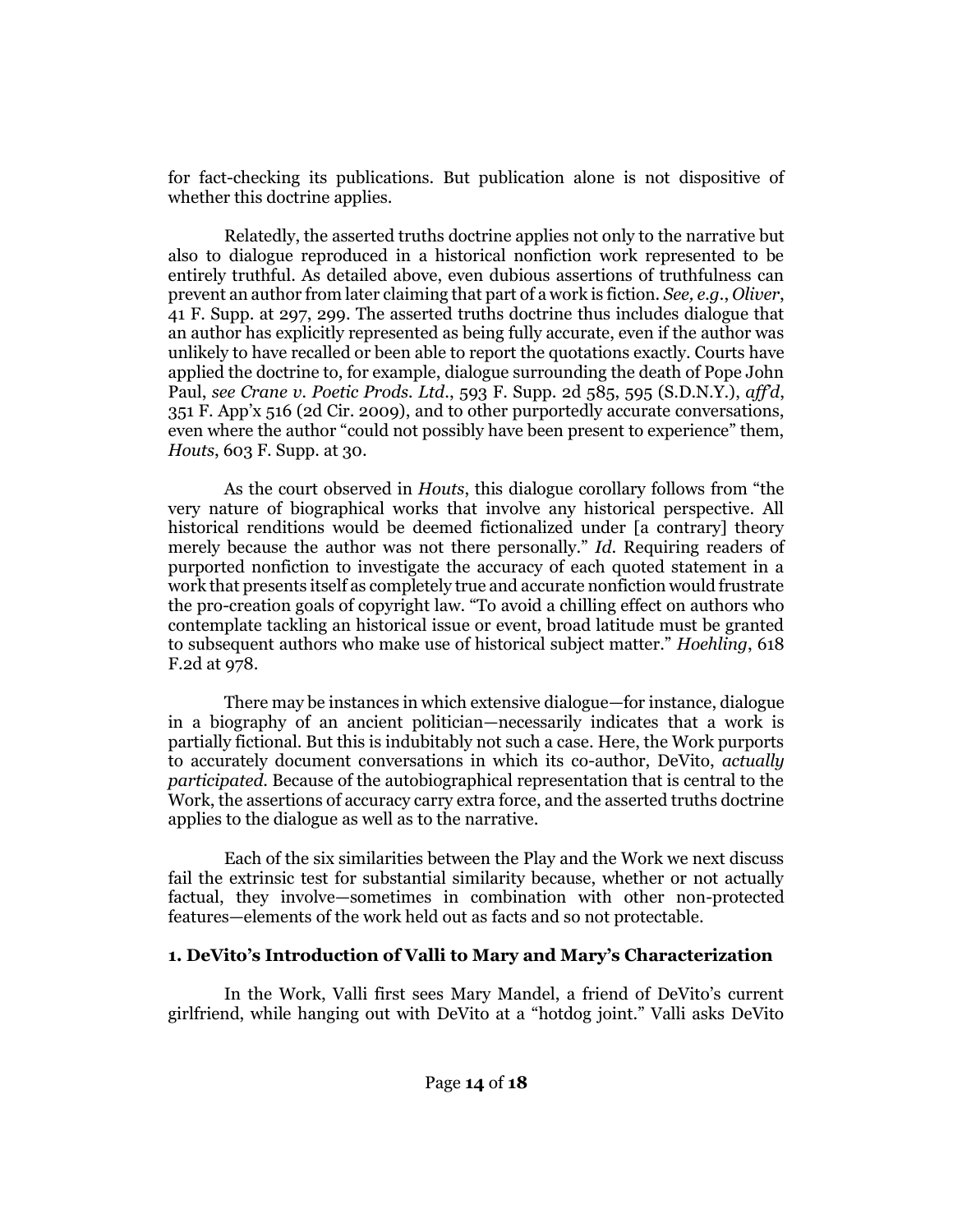for fact-checking its publications. But publication alone is not dispositive of whether this doctrine applies.

Relatedly, the asserted truths doctrine applies not only to the narrative but also to dialogue reproduced in a historical nonfiction work represented to be entirely truthful. As detailed above, even dubious assertions of truthfulness can prevent an author from later claiming that part of a work is fiction. *See, e.g.*, *Oliver*, 41 F. Supp. at 297, 299. The asserted truths doctrine thus includes dialogue that an author has explicitly represented as being fully accurate, even if the author was unlikely to have recalled or been able to report the quotations exactly. Courts have applied the doctrine to, for example, dialogue surrounding the death of Pope John Paul, *see Crane v. Poetic Prods. Ltd.*, 593 F. Supp. 2d 585, 595 (S.D.N.Y.), *aff'd*, 351 F. App'x 516 (2d Cir. 2009), and to other purportedly accurate conversations, even where the author "could not possibly have been present to experience" them, *Houts*, 603 F. Supp. at 30.

As the court observed in *Houts*, this dialogue corollary follows from "the very nature of biographical works that involve any historical perspective. All historical renditions would be deemed fictionalized under [a contrary] theory merely because the author was not there personally." *Id.* Requiring readers of purported nonfiction to investigate the accuracy of each quoted statement in a work that presents itself as completely true and accurate nonfiction would frustrate the pro-creation goals of copyright law. "To avoid a chilling effect on authors who contemplate tackling an historical issue or event, broad latitude must be granted to subsequent authors who make use of historical subject matter." *Hoehling*, 618 F.2d at 978.

There may be instances in which extensive dialogue—for instance, dialogue in a biography of an ancient politician—necessarily indicates that a work is partially fictional. But this is indubitably not such a case. Here, the Work purports to accurately document conversations in which its co-author, DeVito, *actually participated*. Because of the autobiographical representation that is central to the Work, the assertions of accuracy carry extra force, and the asserted truths doctrine applies to the dialogue as well as to the narrative.

Each of the six similarities between the Play and the Work we next discuss fail the extrinsic test for substantial similarity because, whether or not actually factual, they involve—sometimes in combination with other non-protected features—elements of the work held out as facts and so not protectable.

### 1. DeVito's Introduction of Valli to Mary and Mary's Characterization

In the Work, Valli first sees Mary Mandel, a friend of DeVito's current girlfriend, while hanging out with DeVito at a "hotdog joint." Valli asks DeVito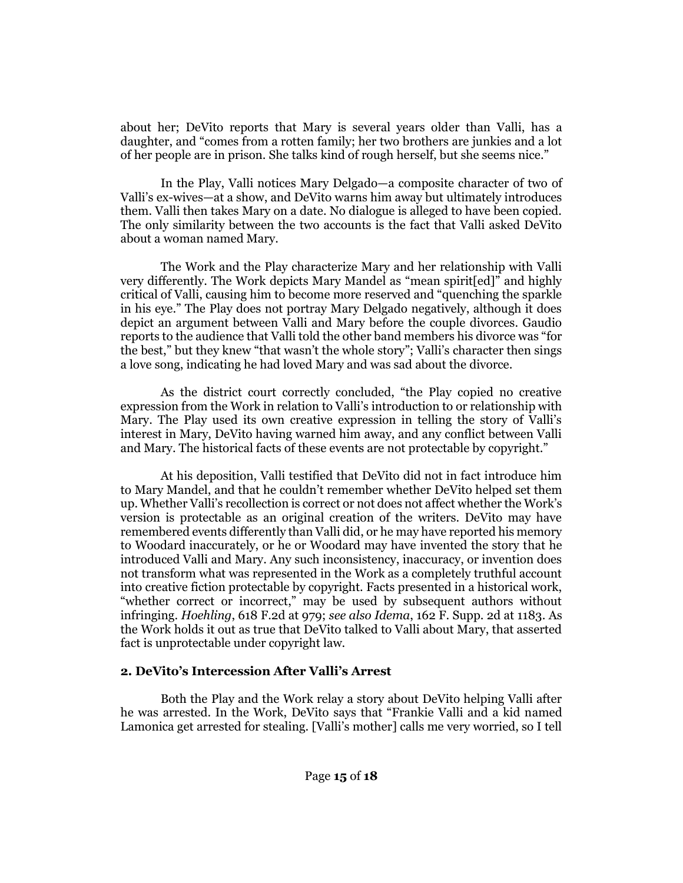about her; DeVito reports that Mary is several years older than Valli, has a daughter, and "comes from a rotten family; her two brothers are junkies and a lot of her people are in prison. She talks kind of rough herself, but she seems nice."

In the Play, Valli notices Mary Delgado—a composite character of two of Valli's ex-wives—at a show, and DeVito warns him away but ultimately introduces them. Valli then takes Mary on a date. No dialogue is alleged to have been copied. The only similarity between the two accounts is the fact that Valli asked DeVito about a woman named Mary.

The Work and the Play characterize Mary and her relationship with Valli very differently. The Work depicts Mary Mandel as "mean spirit[ed]" and highly critical of Valli, causing him to become more reserved and "quenching the sparkle in his eye." The Play does not portray Mary Delgado negatively, although it does depict an argument between Valli and Mary before the couple divorces. Gaudio reports to the audience that Valli told the other band members his divorce was "for the best," but they knew "that wasn't the whole story"; Valli's character then sings a love song, indicating he had loved Mary and was sad about the divorce.

As the district court correctly concluded, "the Play copied no creative expression from the Work in relation to Valli's introduction to or relationship with Mary. The Play used its own creative expression in telling the story of Valli's interest in Mary, DeVito having warned him away, and any conflict between Valli and Mary. The historical facts of these events are not protectable by copyright."

At his deposition, Valli testified that DeVito did not in fact introduce him to Mary Mandel, and that he couldn't remember whether DeVito helped set them up. Whether Valli's recollection is correct or not does not affect whether the Work's version is protectable as an original creation of the writers. DeVito may have remembered events differently than Valli did, or he may have reported his memory to Woodard inaccurately, or he or Woodard may have invented the story that he introduced Valli and Mary. Any such inconsistency, inaccuracy, or invention does not transform what was represented in the Work as a completely truthful account into creative fiction protectable by copyright. Facts presented in a historical work, "whether correct or incorrect," may be used by subsequent authors without infringing. *Hoehling*, 618 F.2d at 979; *see also Idema*, 162 F. Supp. 2d at 1183. As the Work holds it out as true that DeVito talked to Valli about Mary, that asserted fact is unprotectable under copyright law.

### 2. DeVito's Intercession After Valli's Arrest

Both the Play and the Work relay a story about DeVito helping Valli after he was arrested. In the Work, DeVito says that "Frankie Valli and a kid named Lamonica get arrested for stealing. [Valli's mother] calls me very worried, so I tell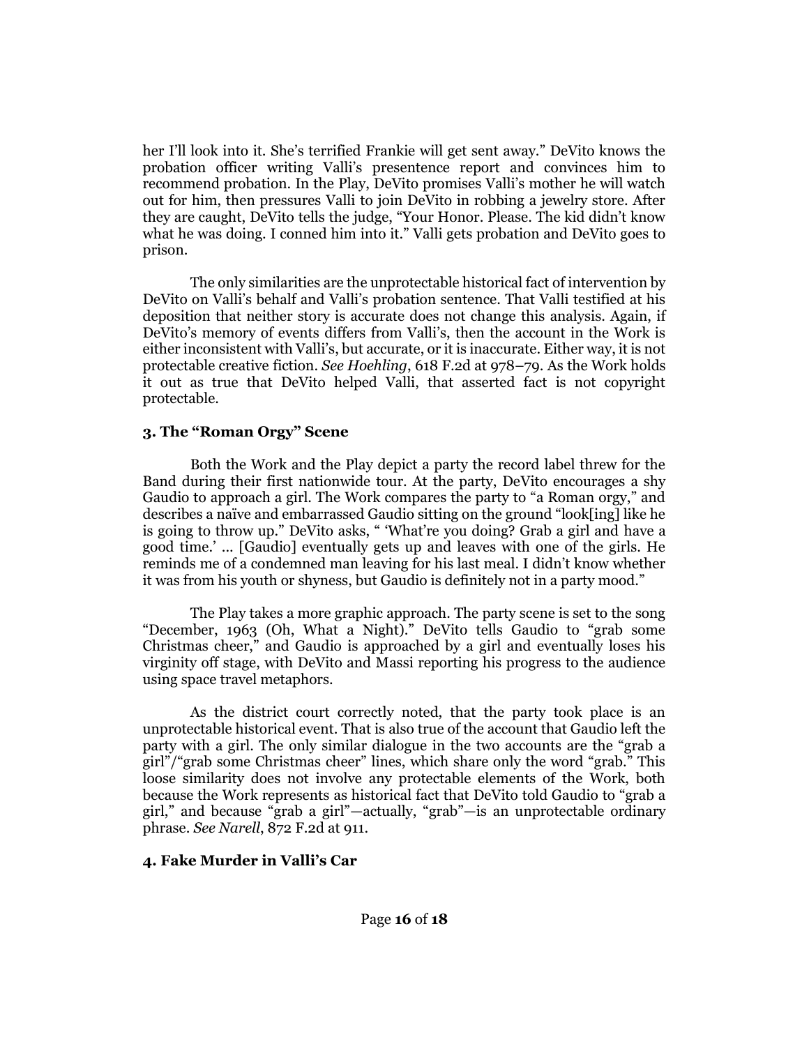her I'll look into it. She's terrified Frankie will get sent away." DeVito knows the probation officer writing Valli's presentence report and convinces him to recommend probation. In the Play, DeVito promises Valli's mother he will watch out for him, then pressures Valli to join DeVito in robbing a jewelry store. After they are caught, DeVito tells the judge, "Your Honor. Please. The kid didn't know what he was doing. I conned him into it." Valli gets probation and DeVito goes to prison.

The only similarities are the unprotectable historical fact of intervention by DeVito on Valli's behalf and Valli's probation sentence. That Valli testified at his deposition that neither story is accurate does not change this analysis. Again, if DeVito's memory of events differs from Valli's, then the account in the Work is either inconsistent with Valli's, but accurate, or it is inaccurate. Either way, it is not protectable creative fiction. *See Hoehling*, 618 F.2d at 978–79. As the Work holds it out as true that DeVito helped Valli, that asserted fact is not copyright protectable.

### 3. The "Roman Orgy" Scene

Both the Work and the Play depict a party the record label threw for the Band during their first nationwide tour. At the party, DeVito encourages a shy Gaudio to approach a girl. The Work compares the party to "a Roman orgy," and describes a naïve and embarrassed Gaudio sitting on the ground "look[ing] like he is going to throw up." DeVito asks, " 'What're you doing? Grab a girl and have a good time.' ... [Gaudio] eventually gets up and leaves with one of the girls. He reminds me of a condemned man leaving for his last meal. I didn't know whether it was from his youth or shyness, but Gaudio is definitely not in a party mood."

The Play takes a more graphic approach. The party scene is set to the song "December, 1963 (Oh, What a Night)." DeVito tells Gaudio to "grab some Christmas cheer," and Gaudio is approached by a girl and eventually loses his virginity off stage, with DeVito and Massi reporting his progress to the audience using space travel metaphors.

As the district court correctly noted, that the party took place is an unprotectable historical event. That is also true of the account that Gaudio left the party with a girl. The only similar dialogue in the two accounts are the "grab a girl"/"grab some Christmas cheer" lines, which share only the word "grab." This loose similarity does not involve any protectable elements of the Work, both because the Work represents as historical fact that DeVito told Gaudio to "grab a girl," and because "grab a girl"—actually, "grab"—is an unprotectable ordinary phrase. *See Narell*, 872 F.2d at 911.

### 4. Fake Murder in Valli's Car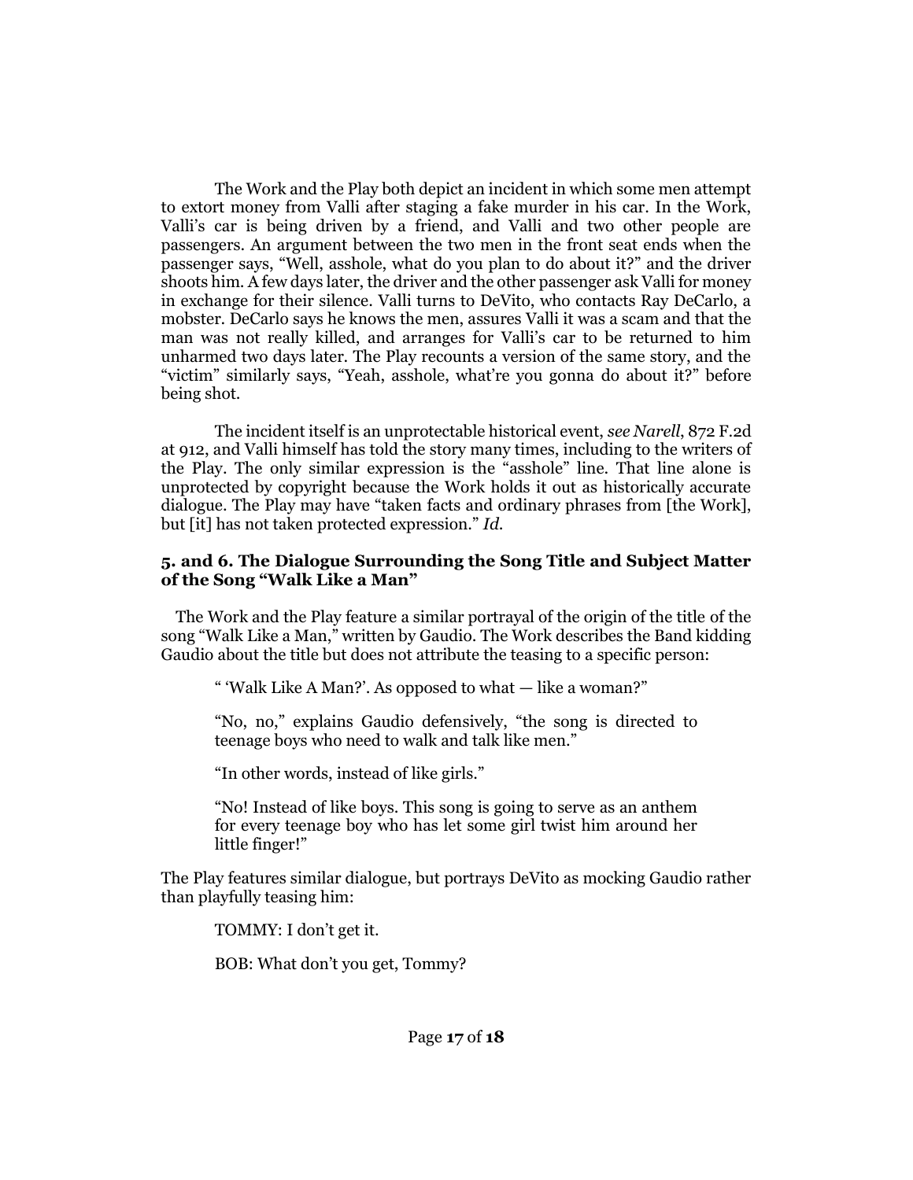The Work and the Play both depict an incident in which some men attempt to extort money from Valli after staging a fake murder in his car. In the Work, Valli's car is being driven by a friend, and Valli and two other people are passengers. An argument between the two men in the front seat ends when the passenger says, "Well, asshole, what do you plan to do about it?" and the driver shoots him. A few days later, the driver and the other passenger ask Valli for money in exchange for their silence. Valli turns to DeVito, who contacts Ray DeCarlo, a mobster. DeCarlo says he knows the men, assures Valli it was a scam and that the man was not really killed, and arranges for Valli's car to be returned to him unharmed two days later. The Play recounts a version of the same story, and the "victim" similarly says, "Yeah, asshole, what're you gonna do about it?" before being shot.

The incident itself is an unprotectable historical event, *see Narell*, 872 F.2d at 912, and Valli himself has told the story many times, including to the writers of the Play. The only similar expression is the "asshole" line. That line alone is unprotected by copyright because the Work holds it out as historically accurate dialogue. The Play may have "taken facts and ordinary phrases from [the Work], but [it] has not taken protected expression." *Id.*

### 5. and 6. The Dialogue Surrounding the Song Title and Subject Matter of the Song "Walk Like a Man"

The Work and the Play feature a similar portrayal of the origin of the title of the song "Walk Like a Man," written by Gaudio. The Work describes the Band kidding Gaudio about the title but does not attribute the teasing to a specific person:

> " 'Walk Like A Man?'. As opposed to what — like a woman?"
>
> "No, no," explains Gaudio defensively, "the song is directed to teenage boys who need to walk and talk like men."
>
> "In other words, instead of like girls."
>
> "No! Instead of like boys. This song is going to serve as an anthem for every teenage boy who has let some girl twist him around her little finger!"

The Play features similar dialogue, but portrays DeVito as mocking Gaudio rather than playfully teasing him:

> TOMMY: I don't get it.
>
> BOB: What don't you get, Tommy?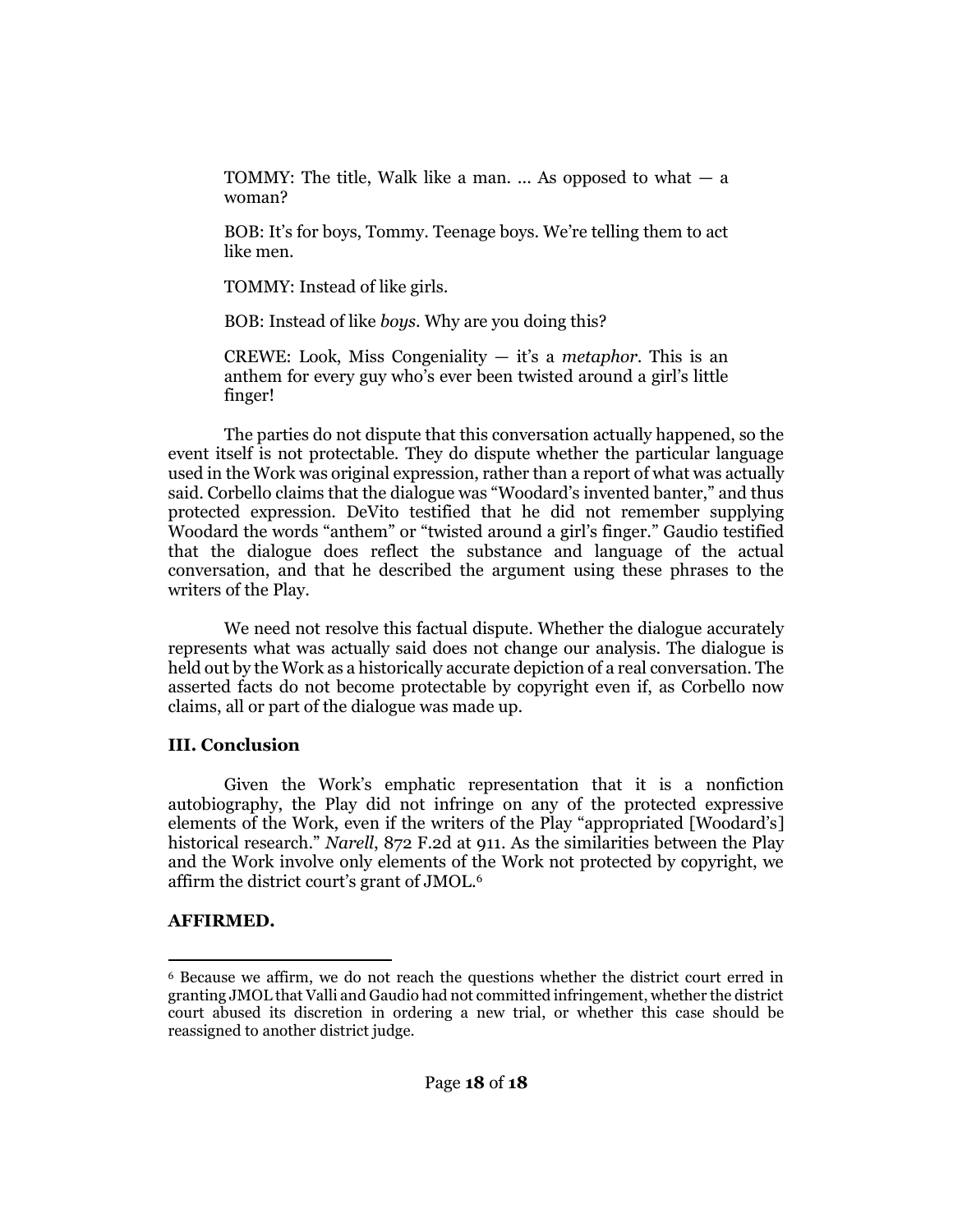TOMMY: The title, Walk like a man. … As opposed to what — a woman?

BOB: It's for boys, Tommy. Teenage boys. We're telling them to act like men.

TOMMY: Instead of like girls.

BOB: Instead of like *boys*. Why are you doing this?

CREWE: Look, Miss Congeniality — it's a *metaphor*. This is an anthem for every guy who's ever been twisted around a girl's little finger!

The parties do not dispute that this conversation actually happened, so the event itself is not protectable. They do dispute whether the particular language used in the Work was original expression, rather than a report of what was actually said. Corbello claims that the dialogue was "Woodard's invented banter," and thus protected expression. DeVito testified that he did not remember supplying Woodard the words "anthem" or "twisted around a girl's finger." Gaudio testified that the dialogue does reflect the substance and language of the actual conversation, and that he described the argument using these phrases to the writers of the Play.

We need not resolve this factual dispute. Whether the dialogue accurately represents what was actually said does not change our analysis. The dialogue is held out by the Work as a historically accurate depiction of a real conversation. The asserted facts do not become protectable by copyright even if, as Corbello now claims, all or part of the dialogue was made up.

### III. Conclusion

Given the Work's emphatic representation that it is a nonfiction autobiography, the Play did not infringe on any of the protected expressive elements of the Work, even if the writers of the Play "appropriated [Woodard's] historical research." *Narell*, 872 F.2d at 911. As the similarities between the Play and the Work involve only elements of the Work not protected by copyright, we affirm the district court's grant of JMOL.[6]

**AFFIRMED.**

---

[6] Because we affirm, we do not reach the questions whether the district court erred in granting JMOL that Valli and Gaudio had not committed infringement, whether the district court abused its discretion in ordering a new trial, or whether this case should be reassigned to another district judge.